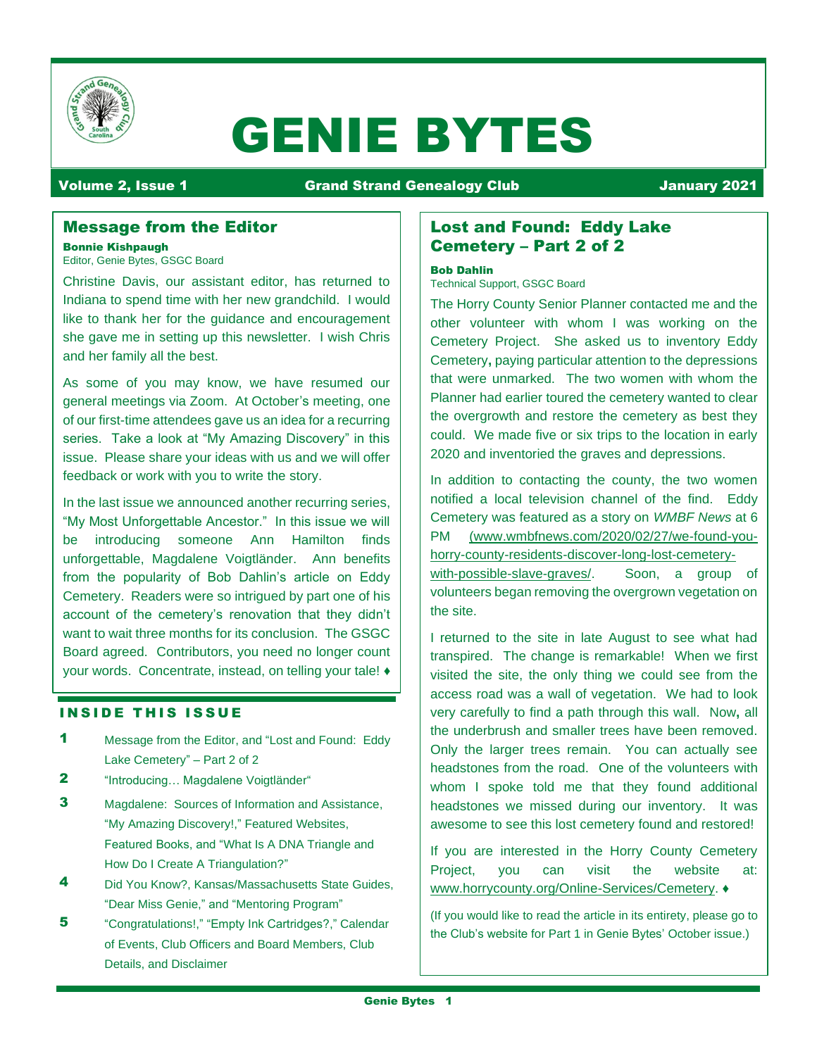# GENIE BYTES

**Volume 2, Issue 1** | **Grand Strand Genealogy Club** | **January 2021**

## Message from the Editor

**Bonnie Kishpaugh**
Editor, Genie Bytes, GSGC Board

Christine Davis, our assistant editor, has returned to Indiana to spend time with her new grandchild. I would like to thank her for the guidance and encouragement she gave me in setting up this newsletter. I wish Chris and her family all the best.

As some of you may know, we have resumed our general meetings via Zoom. At October's meeting, one of our first-time attendees gave us an idea for a recurring series. Take a look at "My Amazing Discovery" in this issue. Please share your ideas with us and we will offer feedback or work with you to write the story.

In the last issue we announced another recurring series, "My Most Unforgettable Ancestor." In this issue we will be introducing someone Ann Hamilton finds unforgettable, Magdalene Voigtländer. Ann benefits from the popularity of Bob Dahlin's article on Eddy Cemetery. Readers were so intrigued by part one of his account of the cemetery's renovation that they didn't want to wait three months for its conclusion. The GSGC Board agreed. Contributors, you need no longer count your words. Concentrate, instead, on telling your tale! ♦

## INSIDE THIS ISSUE

| | |
|---|---|
| **1** | Message from the Editor, and "Lost and Found: Eddy Lake Cemetery" – Part 2 of 2 |
| **2** | "Introducing… Magdalene Voigtländer" |
| **3** | Magdalene: Sources of Information and Assistance, "My Amazing Discovery!," Featured Websites, Featured Books, and "What Is A DNA Triangle and How Do I Create A Triangulation?" |
| **4** | Did You Know?, Kansas/Massachusetts State Guides, "Dear Miss Genie," and "Mentoring Program" |
| **5** | "Congratulations!," "Empty Ink Cartridges?," Calendar of Events, Club Officers and Board Members, Club Details, and Disclaimer |

## Lost and Found: Eddy Lake Cemetery – Part 2 of 2

**Bob Dahlin**
Technical Support, GSGC Board

The Horry County Senior Planner contacted me and the other volunteer with whom I was working on the Cemetery Project. She asked us to inventory Eddy Cemetery**,** paying particular attention to the depressions that were unmarked. The two women with whom the Planner had earlier toured the cemetery wanted to clear the overgrowth and restore the cemetery as best they could. We made five or six trips to the location in early 2020 and inventoried the graves and depressions.

In addition to contacting the county, the two women notified a local television channel of the find. Eddy Cemetery was featured as a story on *WMBF News* at 6 PM (www.wmbfnews.com/2020/02/27/we-found-you-horry-county-residents-discover-long-lost-cemetery-with-possible-slave-graves/. Soon, a group of volunteers began removing the overgrown vegetation on the site.

I returned to the site in late August to see what had transpired. The change is remarkable! When we first visited the site, the only thing we could see from the access road was a wall of vegetation. We had to look very carefully to find a path through this wall. Now**,** all the underbrush and smaller trees have been removed. Only the larger trees remain. You can actually see headstones from the road. One of the volunteers with whom I spoke told me that they found additional headstones we missed during our inventory. It was awesome to see this lost cemetery found and restored!

If you are interested in the Horry County Cemetery Project, you can visit the website at: www.horrycounty.org/Online-Services/Cemetery. ♦

(If you would like to read the article in its entirety, please go to the Club's website for Part 1 in Genie Bytes' October issue.)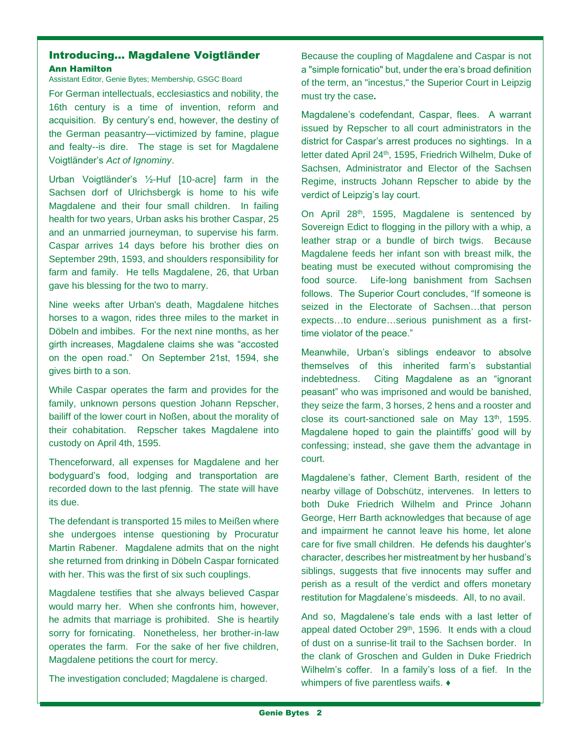## Introducing… Magdalene Voigtländer

**Ann Hamilton**

Assistant Editor, Genie Bytes; Membership, GSGC Board

For German intellectuals, ecclesiastics and nobility, the 16th century is a time of invention, reform and acquisition. By century's end, however, the destiny of the German peasantry—victimized by famine, plague and fealty--is dire. The stage is set for Magdalene Voigtländer's *Act of Ignominy*.

Urban Voigtländer's ½-Huf [10-acre] farm in the Sachsen dorf of Ulrichsbergk is home to his wife Magdalene and their four small children. In failing health for two years, Urban asks his brother Caspar, 25 and an unmarried journeyman, to supervise his farm. Caspar arrives 14 days before his brother dies on September 29th, 1593, and shoulders responsibility for farm and family. He tells Magdalene, 26, that Urban gave his blessing for the two to marry.

Nine weeks after Urban's death, Magdalene hitches horses to a wagon, rides three miles to the market in Döbeln and imbibes. For the next nine months, as her girth increases, Magdalene claims she was "accosted on the open road." On September 21st, 1594, she gives birth to a son.

While Caspar operates the farm and provides for the family, unknown persons question Johann Repscher, bailiff of the lower court in Noßen, about the morality of their cohabitation. Repscher takes Magdalene into custody on April 4th, 1595.

Thenceforward, all expenses for Magdalene and her bodyguard's food, lodging and transportation are recorded down to the last pfennig. The state will have its due.

The defendant is transported 15 miles to Meißen where she undergoes intense questioning by Procuratur Martin Rabener. Magdalene admits that on the night she returned from drinking in Döbeln Caspar fornicated with her. This was the first of six such couplings.

Magdalene testifies that she always believed Caspar would marry her. When she confronts him, however, he admits that marriage is prohibited. She is heartily sorry for fornicating. Nonetheless, her brother-in-law operates the farm. For the sake of her five children, Magdalene petitions the court for mercy.

The investigation concluded; Magdalene is charged.

Because the coupling of Magdalene and Caspar is not a "simple fornicatio" but, under the era's broad definition of the term, an "incestus," the Superior Court in Leipzig must try the case.

Magdalene's codefendant, Caspar, flees. A warrant issued by Repscher to all court administrators in the district for Caspar's arrest produces no sightings. In a letter dated April 24th, 1595, Friedrich Wilhelm, Duke of Sachsen, Administrator and Elector of the Sachsen Regime, instructs Johann Repscher to abide by the verdict of Leipzig's lay court.

On April 28th, 1595, Magdalene is sentenced by Sovereign Edict to flogging in the pillory with a whip, a leather strap or a bundle of birch twigs. Because Magdalene feeds her infant son with breast milk, the beating must be executed without compromising the food source. Life-long banishment from Sachsen follows. The Superior Court concludes, "If someone is seized in the Electorate of Sachsen…that person expects…to endure…serious punishment as a first-time violator of the peace."

Meanwhile, Urban's siblings endeavor to absolve themselves of this inherited farm's substantial indebtedness. Citing Magdalene as an "ignorant peasant" who was imprisoned and would be banished, they seize the farm, 3 horses, 2 hens and a rooster and close its court-sanctioned sale on May 13th, 1595. Magdalene hoped to gain the plaintiffs' good will by confessing; instead, she gave them the advantage in court.

Magdalene's father, Clement Barth, resident of the nearby village of Dobschütz, intervenes. In letters to both Duke Friedrich Wilhelm and Prince Johann George, Herr Barth acknowledges that because of age and impairment he cannot leave his home, let alone care for five small children. He defends his daughter's character, describes her mistreatment by her husband's siblings, suggests that five innocents may suffer and perish as a result of the verdict and offers monetary restitution for Magdalene's misdeeds. All, to no avail.

And so, Magdalene's tale ends with a last letter of appeal dated October 29th, 1596. It ends with a cloud of dust on a sunrise-lit trail to the Sachsen border. In the clank of Groschen and Gulden in Duke Friedrich Wilhelm's coffer. In a family's loss of a fief. In the whimpers of five parentless waifs. ♦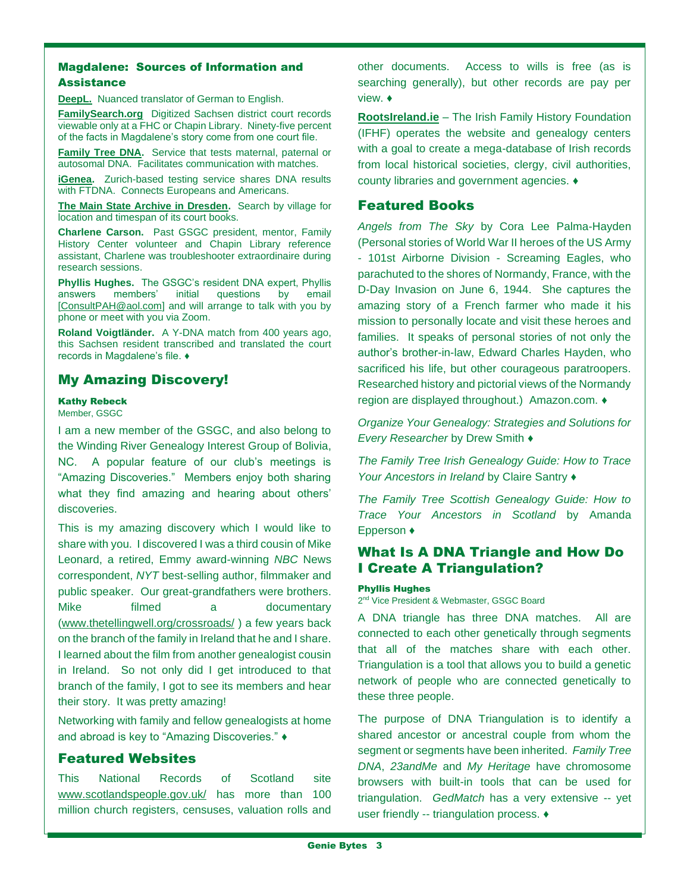## Magdalene: Sources of Information and Assistance

**DeepL.** Nuanced translator of German to English.

**FamilySearch.org** Digitized Sachsen district court records viewable only at a FHC or Chapin Library. Ninety-five percent of the facts in Magdalene's story come from one court file.

**Family Tree DNA.** Service that tests maternal, paternal or autosomal DNA. Facilitates communication with matches.

**iGenea.** Zurich-based testing service shares DNA results with FTDNA. Connects Europeans and Americans.

**The Main State Archive in Dresden.** Search by village for location and timespan of its court books.

**Charlene Carson.** Past GSGC president, mentor, Family History Center volunteer and Chapin Library reference assistant, Charlene was troubleshooter extraordinaire during research sessions.

**Phyllis Hughes.** The GSGC's resident DNA expert, Phyllis answers members' initial questions by email [ConsultPAH@aol.com] and will arrange to talk with you by phone or meet with you via Zoom.

**Roland Voigtländer.** A Y-DNA match from 400 years ago, this Sachsen resident transcribed and translated the court records in Magdalene's file. ♦

## My Amazing Discovery!

**Kathy Rebeck**
Member, GSGC

I am a new member of the GSGC, and also belong to the Winding River Genealogy Interest Group of Bolivia, NC. A popular feature of our club's meetings is "Amazing Discoveries." Members enjoy both sharing what they find amazing and hearing about others' discoveries.

This is my amazing discovery which I would like to share with you. I discovered I was a third cousin of Mike Leonard, a retired, Emmy award-winning *NBC* News correspondent, *NYT* best-selling author, filmmaker and public speaker. Our great-grandfathers were brothers. Mike filmed a documentary (www.thetellingwell.org/crossroads/ ) a few years back on the branch of the family in Ireland that he and I share. I learned about the film from another genealogist cousin in Ireland. So not only did I get introduced to that branch of the family, I got to see its members and hear their story. It was pretty amazing!

Networking with family and fellow genealogists at home and abroad is key to "Amazing Discoveries." ♦

## Featured Websites

This National Records of Scotland site www.scotlandspeople.gov.uk/ has more than 100 million church registers, censuses, valuation rolls and other documents. Access to wills is free (as is searching generally), but other records are pay per view. ♦

**RootsIreland.ie** – The Irish Family History Foundation (IFHF) operates the website and genealogy centers with a goal to create a mega-database of Irish records from local historical societies, clergy, civil authorities, county libraries and government agencies. ♦

## Featured Books

*Angels from The Sky* by Cora Lee Palma-Hayden (Personal stories of World War II heroes of the US Army - 101st Airborne Division - Screaming Eagles, who parachuted to the shores of Normandy, France, with the D-Day Invasion on June 6, 1944. She captures the amazing story of a French farmer who made it his mission to personally locate and visit these heroes and families. It speaks of personal stories of not only the author's brother-in-law, Edward Charles Hayden, who sacrificed his life, but other courageous paratroopers. Researched history and pictorial views of the Normandy region are displayed throughout.) Amazon.com. ♦

*Organize Your Genealogy: Strategies and Solutions for Every Researcher* by Drew Smith ♦

*The Family Tree Irish Genealogy Guide: How to Trace Your Ancestors in Ireland* by Claire Santry ♦

*The Family Tree Scottish Genealogy Guide: How to Trace Your Ancestors in Scotland* by Amanda Epperson ♦

## What Is A DNA Triangle and How Do I Create A Triangulation?

**Phyllis Hughes**
2nd Vice President & Webmaster, GSGC Board

A DNA triangle has three DNA matches. All are connected to each other genetically through segments that all of the matches share with each other. Triangulation is a tool that allows you to build a genetic network of people who are connected genetically to these three people.

The purpose of DNA Triangulation is to identify a shared ancestor or ancestral couple from whom the segment or segments have been inherited. *Family Tree DNA*, *23andMe* and *My Heritage* have chromosome browsers with built-in tools that can be used for triangulation. *GedMatch* has a very extensive -- yet user friendly -- triangulation process. ♦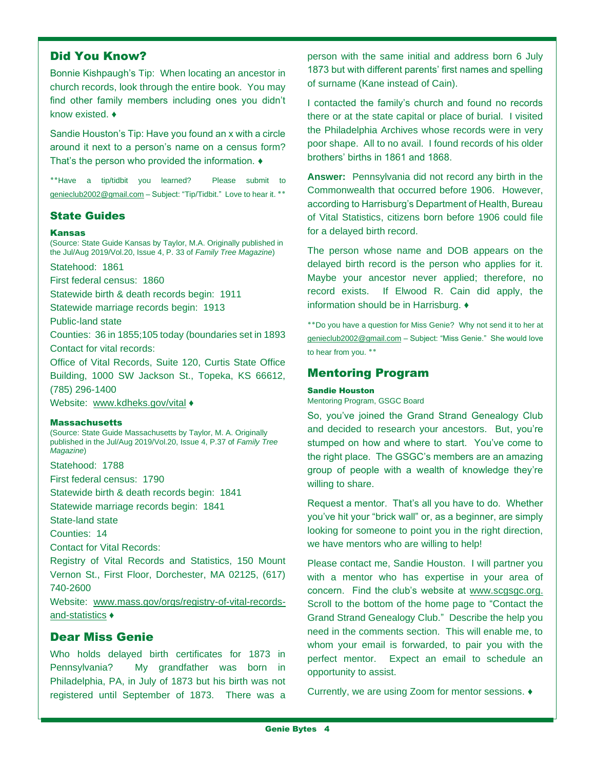## Did You Know?

Bonnie Kishpaugh's Tip: When locating an ancestor in church records, look through the entire book. You may find other family members including ones you didn't know existed. ♦

Sandie Houston's Tip: Have you found an x with a circle around it next to a person's name on a census form? That's the person who provided the information. ♦

**Have a tip/tidbit you learned? Please submit to genieclub2002@gmail.com – Subject: "Tip/Tidbit." Love to hear it. **

## State Guides

### Kansas

(Source: State Guide Kansas by Taylor, M.A. Originally published in the Jul/Aug 2019/Vol.20, Issue 4, P. 33 of *Family Tree Magazine*)

Statehood: 1861
First federal census: 1860
Statewide birth & death records begin: 1911
Statewide marriage records begin: 1913
Public-land state
Counties: 36 in 1855;105 today (boundaries set in 1893
Contact for vital records:
Office of Vital Records, Suite 120, Curtis State Office Building, 1000 SW Jackson St., Topeka, KS 66612, (785) 296-1400
Website: www.kdheks.gov/vital ♦

### Massachusetts

(Source: State Guide Massachusetts by Taylor, M. A. Originally published in the Jul/Aug 2019/Vol.20, Issue 4, P.37 of *Family Tree Magazine*)

Statehood: 1788
First federal census: 1790
Statewide birth & death records begin: 1841
Statewide marriage records begin: 1841
State-land state
Counties: 14
Contact for Vital Records:
Registry of Vital Records and Statistics, 150 Mount Vernon St., First Floor, Dorchester, MA 02125, (617) 740-2600
Website: www.mass.gov/orgs/registry-of-vital-records-and-statistics ♦

## Dear Miss Genie

Who holds delayed birth certificates for 1873 in Pennsylvania? My grandfather was born in Philadelphia, PA, in July of 1873 but his birth was not registered until September of 1873. There was a person with the same initial and address born 6 July 1873 but with different parents' first names and spelling of surname (Kane instead of Cain).

I contacted the family's church and found no records there or at the state capital or place of burial. I visited the Philadelphia Archives whose records were in very poor shape. All to no avail. I found records of his older brothers' births in 1861 and 1868.

**Answer:** Pennsylvania did not record any birth in the Commonwealth that occurred before 1906. However, according to Harrisburg's Department of Health, Bureau of Vital Statistics, citizens born before 1906 could file for a delayed birth record.

The person whose name and DOB appears on the delayed birth record is the person who applies for it. Maybe your ancestor never applied; therefore, no record exists. If Elwood R. Cain did apply, the information should be in Harrisburg. ♦

**Do you have a question for Miss Genie? Why not send it to her at genieclub2002@gmail.com – Subject: "Miss Genie." She would love to hear from you. **

## Mentoring Program

**Sandie Houston**
Mentoring Program, GSGC Board

So, you've joined the Grand Strand Genealogy Club and decided to research your ancestors. But, you're stumped on how and where to start. You've come to the right place. The GSGC's members are an amazing group of people with a wealth of knowledge they're willing to share.

Request a mentor. That's all you have to do. Whether you've hit your "brick wall" or, as a beginner, are simply looking for someone to point you in the right direction, we have mentors who are willing to help!

Please contact me, Sandie Houston. I will partner you with a mentor who has expertise in your area of concern. Find the club's website at www.scgsgc.org. Scroll to the bottom of the home page to "Contact the Grand Strand Genealogy Club." Describe the help you need in the comments section. This will enable me, to whom your email is forwarded, to pair you with the perfect mentor. Expect an email to schedule an opportunity to assist.

Currently, we are using Zoom for mentor sessions. ♦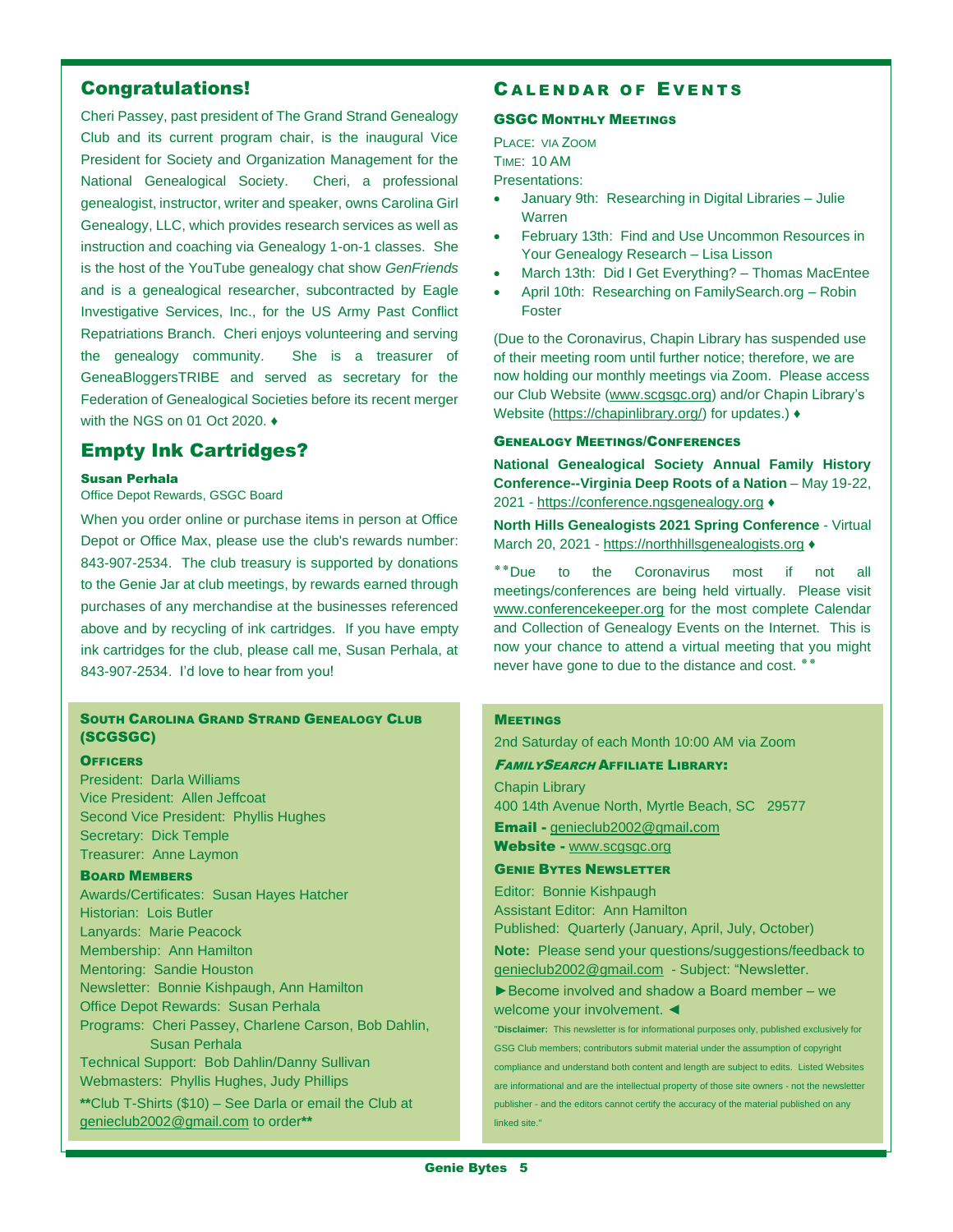## Congratulations!

Cheri Passey, past president of The Grand Strand Genealogy Club and its current program chair, is the inaugural Vice President for Society and Organization Management for the National Genealogical Society. Cheri, a professional genealogist, instructor, writer and speaker, owns Carolina Girl Genealogy, LLC, which provides research services as well as instruction and coaching via Genealogy 1-on-1 classes. She is the host of the YouTube genealogy chat show *GenFriends* and is a genealogical researcher, subcontracted by Eagle Investigative Services, Inc., for the US Army Past Conflict Repatriations Branch. Cheri enjoys volunteering and serving the genealogy community. She is a treasurer of GeneaBloggersTRIBE and served as secretary for the Federation of Genealogical Societies before its recent merger with the NGS on 01 Oct 2020. ♦

## Empty Ink Cartridges?

**Susan Perhala**
Office Depot Rewards, GSGC Board

When you order online or purchase items in person at Office Depot or Office Max, please use the club's rewards number: 843-907-2534. The club treasury is supported by donations to the Genie Jar at club meetings, by rewards earned through purchases of any merchandise at the businesses referenced above and by recycling of ink cartridges. If you have empty ink cartridges for the club, please call me, Susan Perhala, at 843-907-2534. I'd love to hear from you!

## Calendar of Events

### GSGC Monthly Meetings

Place: via Zoom
Time: 10 AM
Presentations:

- January 9th: Researching in Digital Libraries – Julie Warren
- February 13th: Find and Use Uncommon Resources in Your Genealogy Research – Lisa Lisson
- March 13th: Did I Get Everything? – Thomas MacEntee
- April 10th: Researching on FamilySearch.org – Robin Foster

(Due to the Coronavirus, Chapin Library has suspended use of their meeting room until further notice; therefore, we are now holding our monthly meetings via Zoom. Please access our Club Website (www.scgsgc.org) and/or Chapin Library's Website (https://chapinlibrary.org/) for updates.) ♦

### Genealogy Meetings/Conferences

**National Genealogical Society Annual Family History Conference--Virginia Deep Roots of a Nation** – May 19-22, 2021 - https://conference.ngsgenealogy.org ♦

**North Hills Genealogists 2021 Spring Conference** - Virtual March 20, 2021 - https://northhillsgenealogists.org ♦

**Due to the Coronavirus most if not all meetings/conferences are being held virtually. Please visit www.conferencekeeper.org for the most complete Calendar and Collection of Genealogy Events on the Internet. This is now your chance to attend a virtual meeting that you might never have gone to due to the distance and cost. **

### South Carolina Grand Strand Genealogy Club (SCGSGC)

**Officers**

President: Darla Williams
Vice President: Allen Jeffcoat
Second Vice President: Phyllis Hughes
Secretary: Dick Temple
Treasurer: Anne Laymon

**Board Members**

Awards/Certificates: Susan Hayes Hatcher
Historian: Lois Butler
Lanyards: Marie Peacock
Membership: Ann Hamilton
Mentoring: Sandie Houston
Newsletter: Bonnie Kishpaugh, Ann Hamilton
Office Depot Rewards: Susan Perhala
Programs: Cheri Passey, Charlene Carson, Bob Dahlin, Susan Perhala
Technical Support: Bob Dahlin/Danny Sullivan
Webmasters: Phyllis Hughes, Judy Phillips

**Club T-Shirts ($10) – See Darla or email the Club at genieclub2002@gmail.com to order**

### Meetings

2nd Saturday of each Month 10:00 AM via Zoom

***FamilySearch* Affiliate Library:**

Chapin Library
400 14th Avenue North, Myrtle Beach, SC 29577

**Email -** genieclub2002@gmail.com
**Website -** www.scgsgc.org

**Genie Bytes Newsletter**

Editor: Bonnie Kishpaugh
Assistant Editor: Ann Hamilton
Published: Quarterly (January, April, July, October)

**Note:** Please send your questions/suggestions/feedback to genieclub2002@gmail.com - Subject: "Newsletter.

►Become involved and shadow a Board member – we welcome your involvement. ◄

"**Disclaimer:** This newsletter is for informational purposes only, published exclusively for GSG Club members; contributors submit material under the assumption of copyright compliance and understand both content and length are subject to edits. Listed Websites are informational and are the intellectual property of those site owners - not the newsletter publisher - and the editors cannot certify the accuracy of the material published on any linked site."